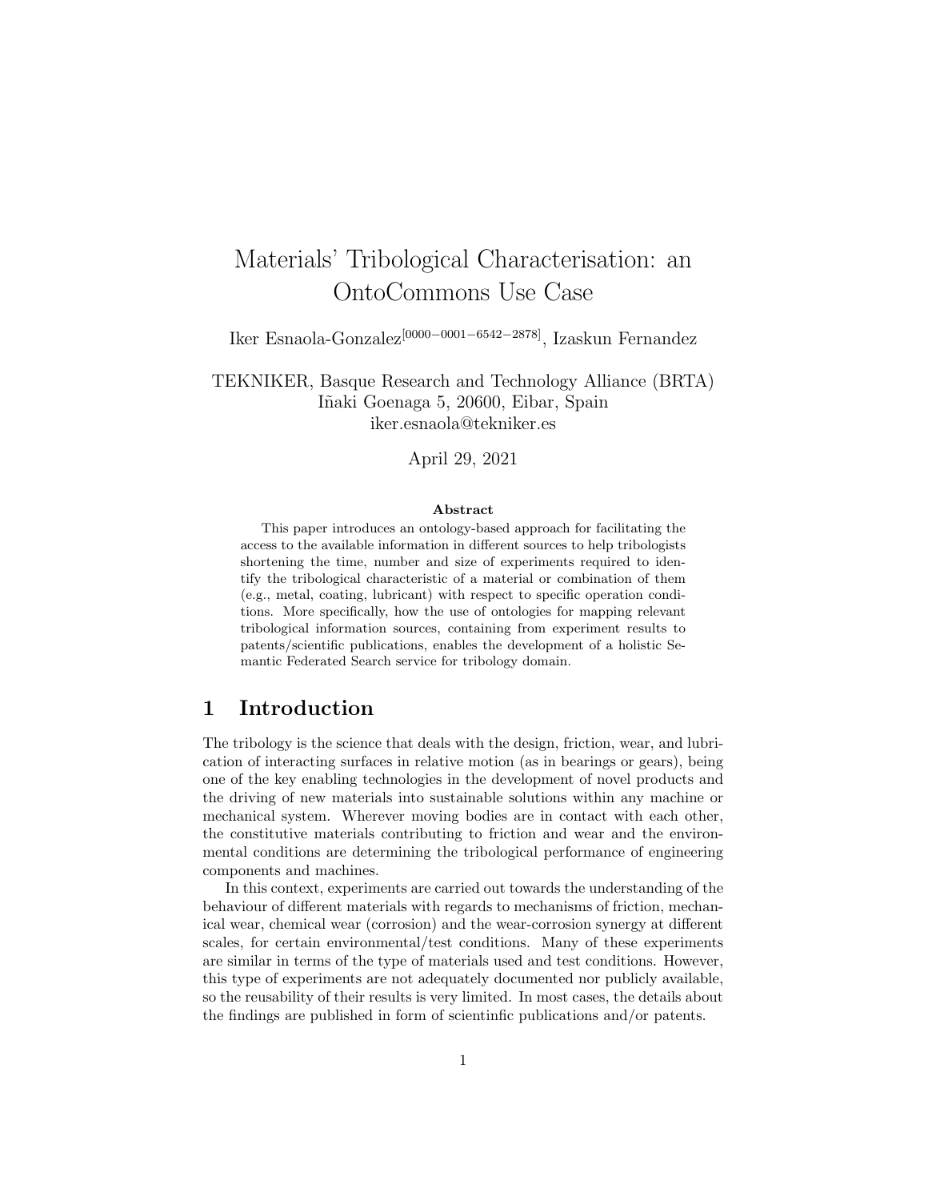# Materials' Tribological Characterisation: an OntoCommons Use Case

Iker Esnaola-Gonzalez[0000-0001-6542-2878], Izaskun Fernandez

TEKNIKER, Basque Research and Technology Alliance (BRTA)
Iñaki Goenaga 5, 20600, Eibar, Spain
iker.esnaola@tekniker.es

April 29, 2021

**Abstract**

This paper introduces an ontology-based approach for facilitating the access to the available information in different sources to help tribologists shortening the time, number and size of experiments required to identify the tribological characteristic of a material or combination of them (e.g., metal, coating, lubricant) with respect to specific operation conditions. More specifically, how the use of ontologies for mapping relevant tribological information sources, containing from experiment results to patents/scientific publications, enables the development of a holistic Semantic Federated Search service for tribology domain.

## 1 Introduction

The tribology is the science that deals with the design, friction, wear, and lubrication of interacting surfaces in relative motion (as in bearings or gears), being one of the key enabling technologies in the development of novel products and the driving of new materials into sustainable solutions within any machine or mechanical system. Wherever moving bodies are in contact with each other, the constitutive materials contributing to friction and wear and the environmental conditions are determining the tribological performance of engineering components and machines.

In this context, experiments are carried out towards the understanding of the behaviour of different materials with regards to mechanisms of friction, mechanical wear, chemical wear (corrosion) and the wear-corrosion synergy at different scales, for certain environmental/test conditions. Many of these experiments are similar in terms of the type of materials used and test conditions. However, this type of experiments are not adequately documented nor publicly available, so the reusability of their results is very limited. In most cases, the details about the findings are published in form of scientinfic publications and/or patents.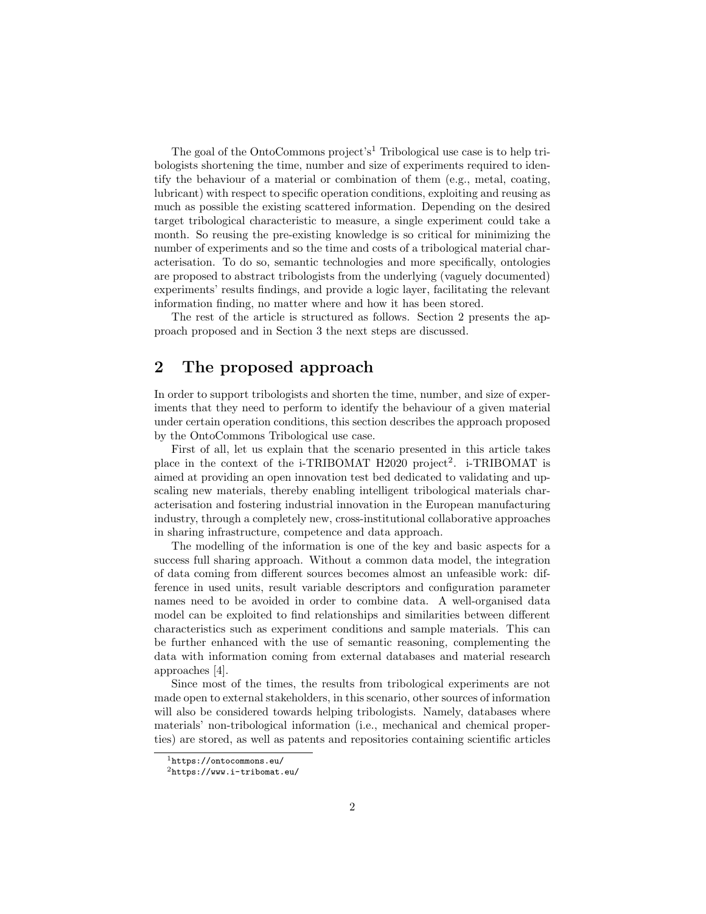The goal of the OntoCommons project's[1] Tribological use case is to help tribologists shortening the time, number and size of experiments required to identify the behaviour of a material or combination of them (e.g., metal, coating, lubricant) with respect to specific operation conditions, exploiting and reusing as much as possible the existing scattered information. Depending on the desired target tribological characteristic to measure, a single experiment could take a month. So reusing the pre-existing knowledge is so critical for minimizing the number of experiments and so the time and costs of a tribological material characterisation. To do so, semantic technologies and more specifically, ontologies are proposed to abstract tribologists from the underlying (vaguely documented) experiments' results findings, and provide a logic layer, facilitating the relevant information finding, no matter where and how it has been stored.

The rest of the article is structured as follows. Section 2 presents the approach proposed and in Section 3 the next steps are discussed.

## 2 The proposed approach

In order to support tribologists and shorten the time, number, and size of experiments that they need to perform to identify the behaviour of a given material under certain operation conditions, this section describes the approach proposed by the OntoCommons Tribological use case.

First of all, let us explain that the scenario presented in this article takes place in the context of the i-TRIBOMAT H2020 project[2]. i-TRIBOMAT is aimed at providing an open innovation test bed dedicated to validating and upscaling new materials, thereby enabling intelligent tribological materials characterisation and fostering industrial innovation in the European manufacturing industry, through a completely new, cross-institutional collaborative approaches in sharing infrastructure, competence and data approach.

The modelling of the information is one of the key and basic aspects for a success full sharing approach. Without a common data model, the integration of data coming from different sources becomes almost an unfeasible work: difference in used units, result variable descriptors and configuration parameter names need to be avoided in order to combine data. A well-organised data model can be exploited to find relationships and similarities between different characteristics such as experiment conditions and sample materials. This can be further enhanced with the use of semantic reasoning, complementing the data with information coming from external databases and material research approaches [4].

Since most of the times, the results from tribological experiments are not made open to external stakeholders, in this scenario, other sources of information will also be considered towards helping tribologists. Namely, databases where materials' non-tribological information (i.e., mechanical and chemical properties) are stored, as well as patents and repositories containing scientific articles

[1] https://ontocommons.eu/

[2] https://www.i-tribomat.eu/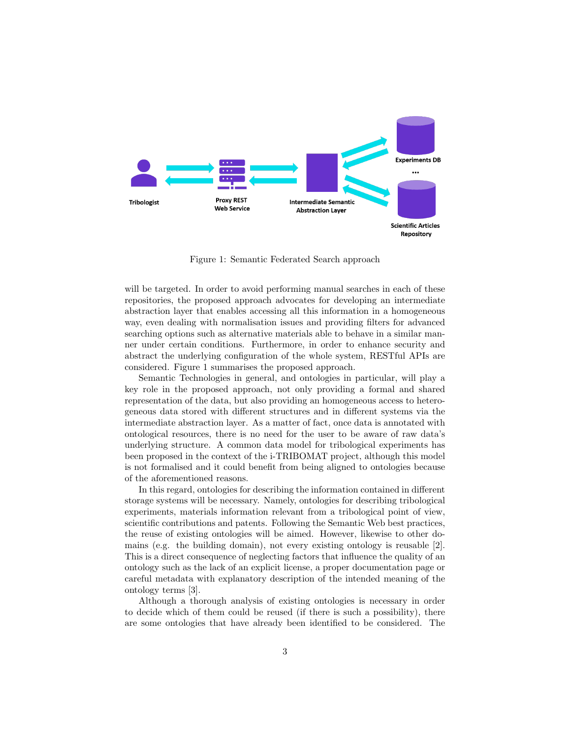Figure 1: Semantic Federated Search approach

will be targeted. In order to avoid performing manual searches in each of these repositories, the proposed approach advocates for developing an intermediate abstraction layer that enables accessing all this information in a homogeneous way, even dealing with normalisation issues and providing filters for advanced searching options such as alternative materials able to behave in a similar manner under certain conditions. Furthermore, in order to enhance security and abstract the underlying configuration of the whole system, RESTful APIs are considered. Figure 1 summarises the proposed approach.

Semantic Technologies in general, and ontologies in particular, will play a key role in the proposed approach, not only providing a formal and shared representation of the data, but also providing an homogeneous access to heterogeneous data stored with different structures and in different systems via the intermediate abstraction layer. As a matter of fact, once data is annotated with ontological resources, there is no need for the user to be aware of raw data's underlying structure. A common data model for tribological experiments has been proposed in the context of the i-TRIBOMAT project, although this model is not formalised and it could benefit from being aligned to ontologies because of the aforementioned reasons.

In this regard, ontologies for describing the information contained in different storage systems will be necessary. Namely, ontologies for describing tribological experiments, materials information relevant from a tribological point of view, scientific contributions and patents. Following the Semantic Web best practices, the reuse of existing ontologies will be aimed. However, likewise to other domains (e.g. the building domain), not every existing ontology is reusable [2]. This is a direct consequence of neglecting factors that influence the quality of an ontology such as the lack of an explicit license, a proper documentation page or careful metadata with explanatory description of the intended meaning of the ontology terms [3].

Although a thorough analysis of existing ontologies is necessary in order to decide which of them could be reused (if there is such a possibility), there are some ontologies that have already been identified to be considered. The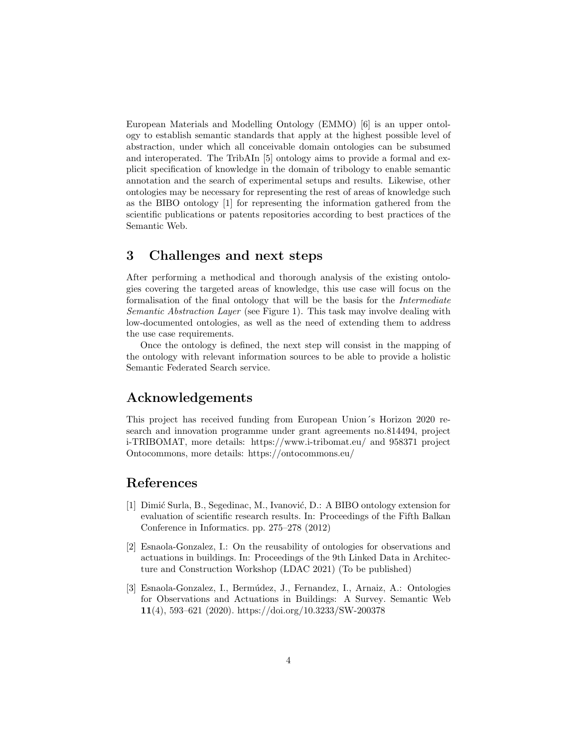European Materials and Modelling Ontology (EMMO) [6] is an upper ontology to establish semantic standards that apply at the highest possible level of abstraction, under which all conceivable domain ontologies can be subsumed and interoperated. The TribAIn [5] ontology aims to provide a formal and explicit specification of knowledge in the domain of tribology to enable semantic annotation and the search of experimental setups and results. Likewise, other ontologies may be necessary for representing the rest of areas of knowledge such as the BIBO ontology [1] for representing the information gathered from the scientific publications or patents repositories according to best practices of the Semantic Web.

## 3 Challenges and next steps

After performing a methodical and thorough analysis of the existing ontologies covering the targeted areas of knowledge, this use case will focus on the formalisation of the final ontology that will be the basis for the *Intermediate Semantic Abstraction Layer* (see Figure 1). This task may involve dealing with low-documented ontologies, as well as the need of extending them to address the use case requirements.

Once the ontology is defined, the next step will consist in the mapping of the ontology with relevant information sources to be able to provide a holistic Semantic Federated Search service.

## Acknowledgements

This project has received funding from European Union´s Horizon 2020 research and innovation programme under grant agreements no.814494, project i-TRIBOMAT, more details: https://www.i-tribomat.eu/ and 958371 project Ontocommons, more details: https://ontocommons.eu/

## References

[1] Dimić Surla, B., Segedinac, M., Ivanović, D.: A BIBO ontology extension for evaluation of scientific research results. In: Proceedings of the Fifth Balkan Conference in Informatics. pp. 275–278 (2012)

[2] Esnaola-Gonzalez, I.: On the reusability of ontologies for observations and actuations in buildings. In: Proceedings of the 9th Linked Data in Architecture and Construction Workshop (LDAC 2021) (To be published)

[3] Esnaola-Gonzalez, I., Bermúdez, J., Fernandez, I., Arnaiz, A.: Ontologies for Observations and Actuations in Buildings: A Survey. Semantic Web **11**(4), 593–621 (2020). https://doi.org/10.3233/SW-200378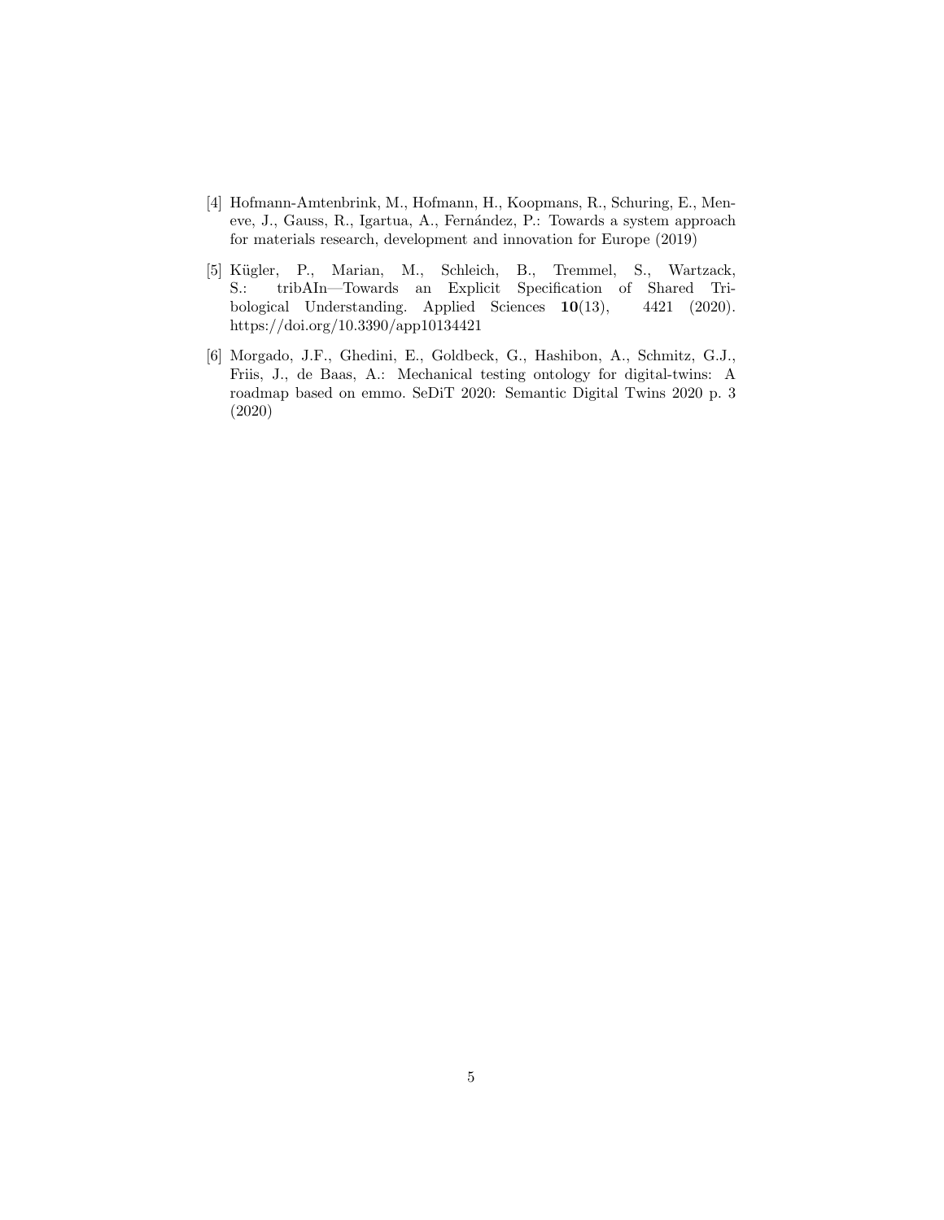[4] Hofmann-Amtenbrink, M., Hofmann, H., Koopmans, R., Schuring, E., Meneve, J., Gauss, R., Igartua, A., Fernández, P.: Towards a system approach for materials research, development and innovation for Europe (2019)

[5] Kügler, P., Marian, M., Schleich, B., Tremmel, S., Wartzack, S.: tribAIn—Towards an Explicit Specification of Shared Tribological Understanding. Applied Sciences **10**(13), 4421 (2020). https://doi.org/10.3390/app10134421

[6] Morgado, J.F., Ghedini, E., Goldbeck, G., Hashibon, A., Schmitz, G.J., Friis, J., de Baas, A.: Mechanical testing ontology for digital-twins: A roadmap based on emmo. SeDiT 2020: Semantic Digital Twins 2020 p. 3 (2020)